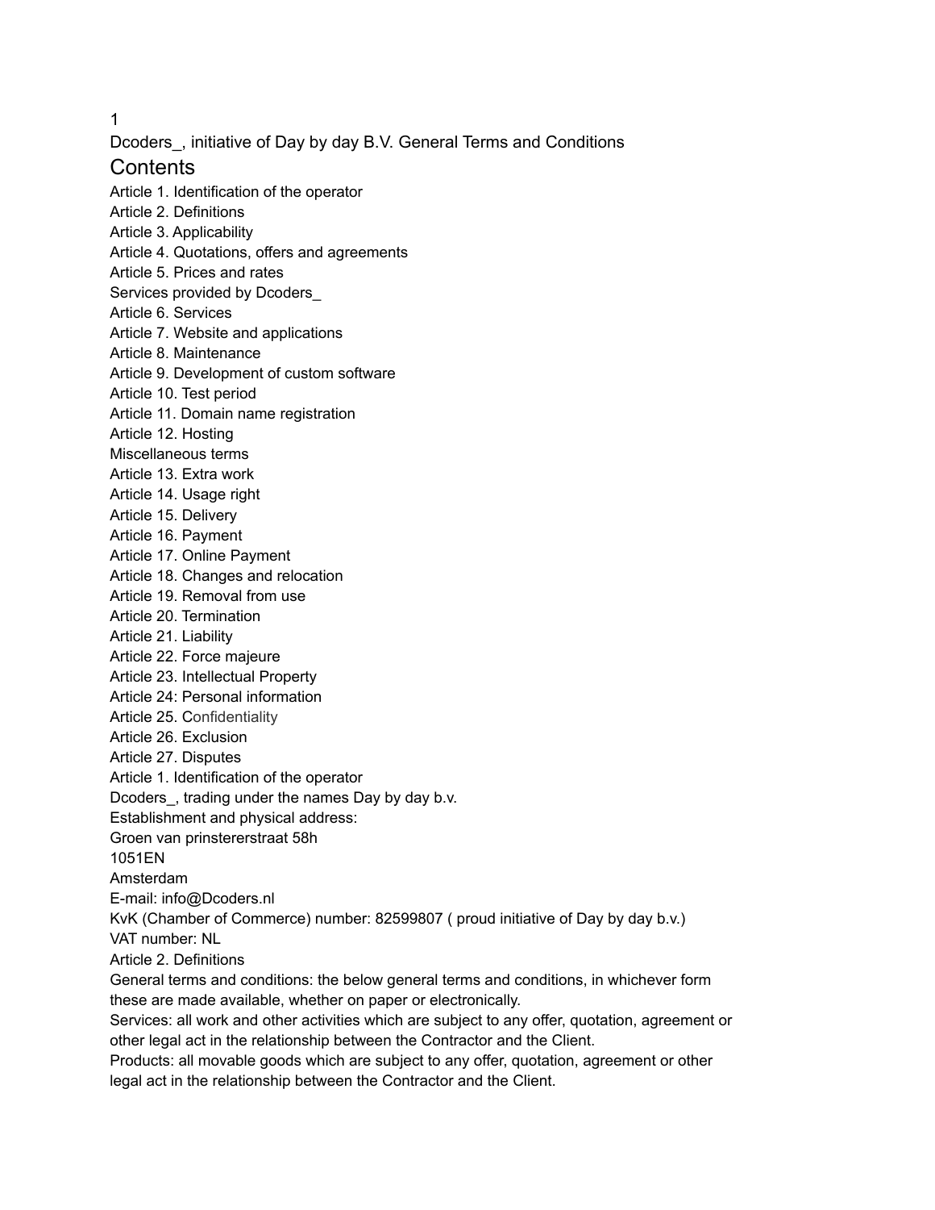Dcoders_, initiative of Day by day B.V. General Terms and Conditions

# Contents

Article 1. Identification of the operator
Article 2. Definitions
Article 3. Applicability
Article 4. Quotations, offers and agreements
Article 5. Prices and rates
Services provided by Dcoders_
Article 6. Services
Article 7. Website and applications
Article 8. Maintenance
Article 9. Development of custom software
Article 10. Test period
Article 11. Domain name registration
Article 12. Hosting
Miscellaneous terms
Article 13. Extra work
Article 14. Usage right
Article 15. Delivery
Article 16. Payment
Article 17. Online Payment
Article 18. Changes and relocation
Article 19. Removal from use
Article 20. Termination
Article 21. Liability
Article 22. Force majeure
Article 23. Intellectual Property
Article 24: Personal information
Article 25. Confidentiality
Article 26. Exclusion
Article 27. Disputes

## Article 1. Identification of the operator

Dcoders_, trading under the names Day by day b.v.
Establishment and physical address:
Groen van prinstererstraat 58h
1051EN
Amsterdam
E-mail: info@Dcoders.nl
KvK (Chamber of Commerce) number: 82599807 ( proud initiative of Day by day b.v.)
VAT number: NL

## Article 2. Definitions

General terms and conditions: the below general terms and conditions, in whichever form these are made available, whether on paper or electronically.
Services: all work and other activities which are subject to any offer, quotation, agreement or other legal act in the relationship between the Contractor and the Client.
Products: all movable goods which are subject to any offer, quotation, agreement or other legal act in the relationship between the Contractor and the Client.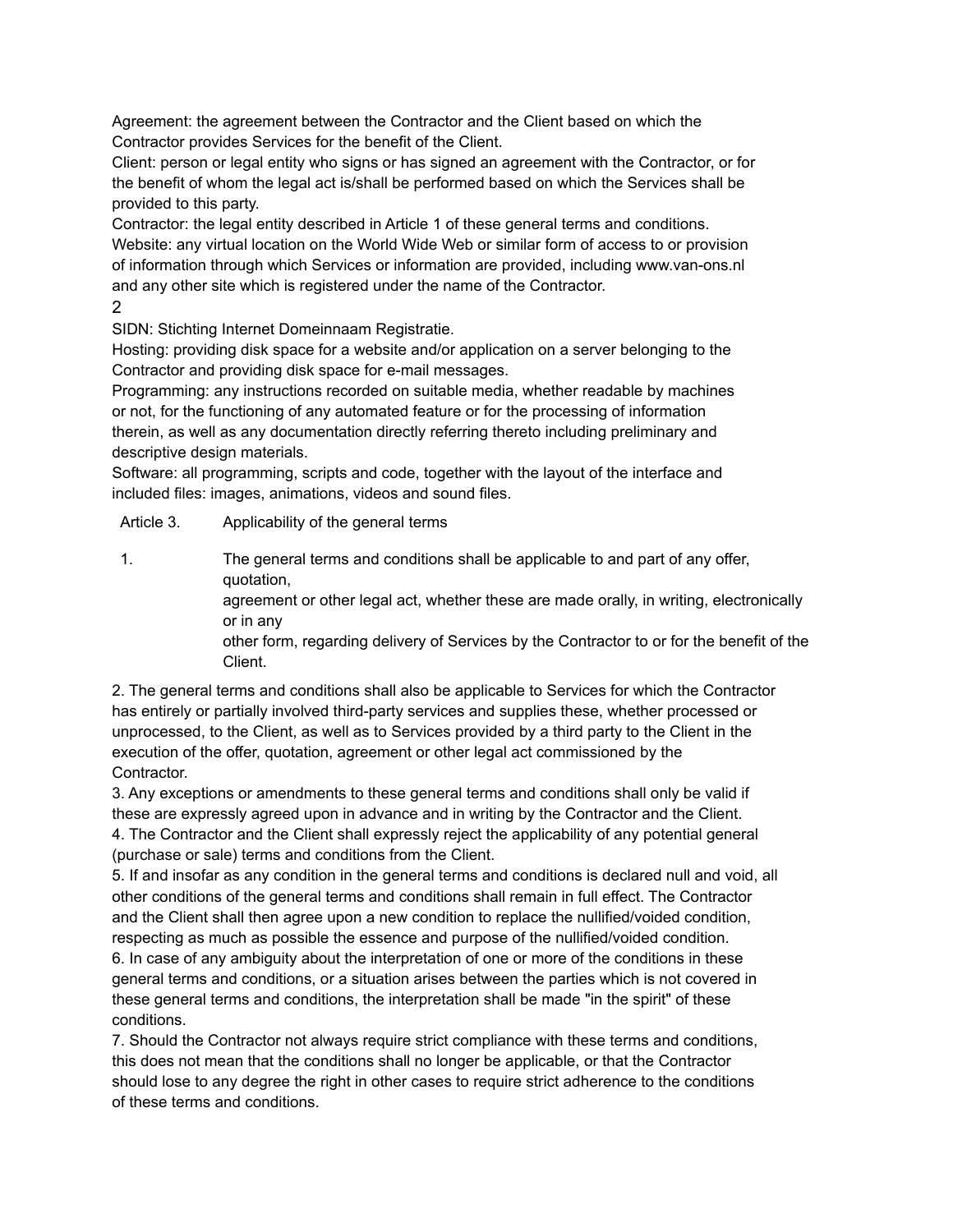Agreement: the agreement between the Contractor and the Client based on which the Contractor provides Services for the benefit of the Client.
Client: person or legal entity who signs or has signed an agreement with the Contractor, or for the benefit of whom the legal act is/shall be performed based on which the Services shall be provided to this party.
Contractor: the legal entity described in Article 1 of these general terms and conditions.
Website: any virtual location on the World Wide Web or similar form of access to or provision of information through which Services or information are provided, including www.van-ons.nl and any other site which is registered under the name of the Contractor.

SIDN: Stichting Internet Domeinnaam Registratie.
Hosting: providing disk space for a website and/or application on a server belonging to the Contractor and providing disk space for e-mail messages.
Programming: any instructions recorded on suitable media, whether readable by machines or not, for the functioning of any automated feature or for the processing of information therein, as well as any documentation directly referring thereto including preliminary and descriptive design materials.
Software: all programming, scripts and code, together with the layout of the interface and included files: images, animations, videos and sound files.

## Article 3. Applicability of the general terms

1. The general terms and conditions shall be applicable to and part of any offer, quotation, agreement or other legal act, whether these are made orally, in writing, electronically or in any other form, regarding delivery of Services by the Contractor to or for the benefit of the Client.

2. The general terms and conditions shall also be applicable to Services for which the Contractor has entirely or partially involved third-party services and supplies these, whether processed or unprocessed, to the Client, as well as to Services provided by a third party to the Client in the execution of the offer, quotation, agreement or other legal act commissioned by the Contractor.
3. Any exceptions or amendments to these general terms and conditions shall only be valid if these are expressly agreed upon in advance and in writing by the Contractor and the Client.
4. The Contractor and the Client shall expressly reject the applicability of any potential general (purchase or sale) terms and conditions from the Client.
5. If and insofar as any condition in the general terms and conditions is declared null and void, all other conditions of the general terms and conditions shall remain in full effect. The Contractor and the Client shall then agree upon a new condition to replace the nullified/voided condition, respecting as much as possible the essence and purpose of the nullified/voided condition.
6. In case of any ambiguity about the interpretation of one or more of the conditions in these general terms and conditions, or a situation arises between the parties which is not covered in these general terms and conditions, the interpretation shall be made "in the spirit" of these conditions.
7. Should the Contractor not always require strict compliance with these terms and conditions, this does not mean that the conditions shall no longer be applicable, or that the Contractor should lose to any degree the right in other cases to require strict adherence to the conditions of these terms and conditions.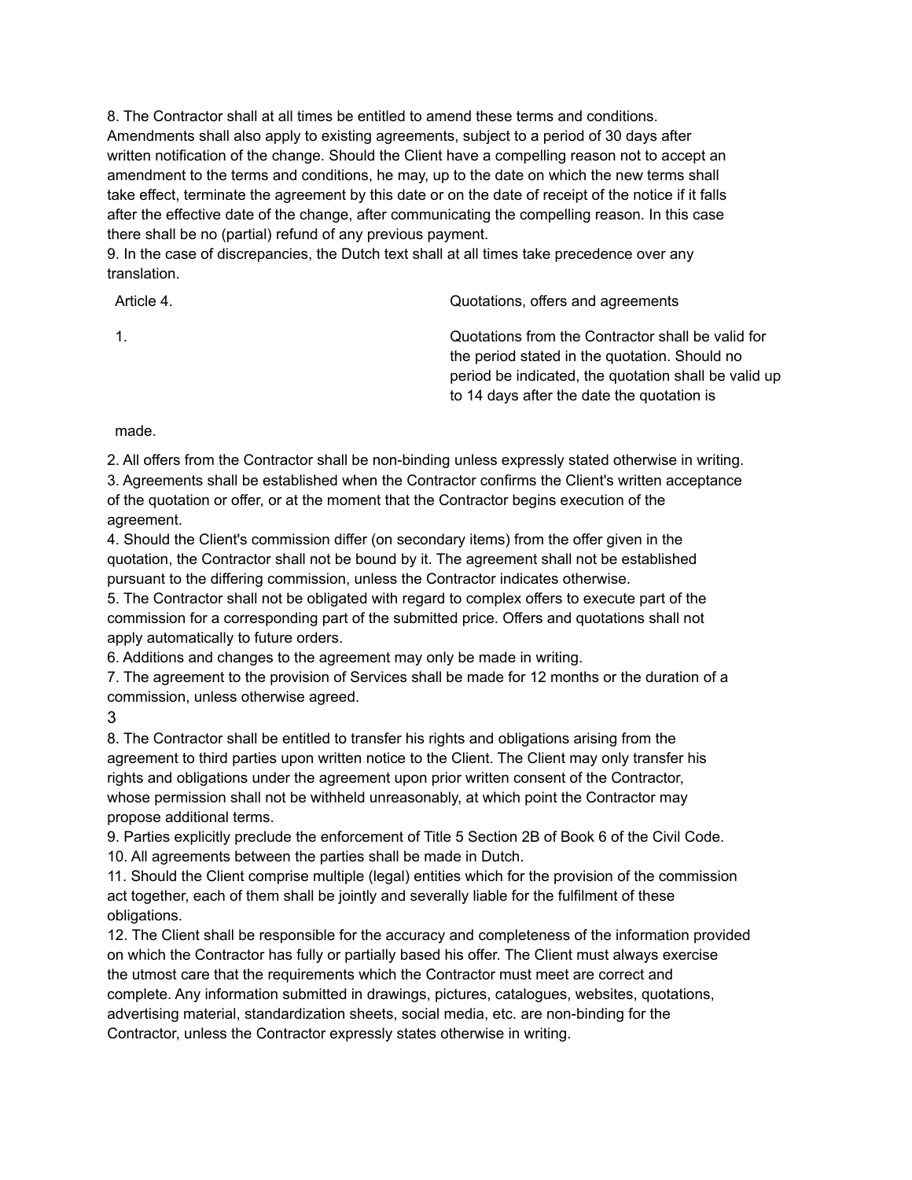8. The Contractor shall at all times be entitled to amend these terms and conditions. Amendments shall also apply to existing agreements, subject to a period of 30 days after written notification of the change. Should the Client have a compelling reason not to accept an amendment to the terms and conditions, he may, up to the date on which the new terms shall take effect, terminate the agreement by this date or on the date of receipt of the notice if it falls after the effective date of the change, after communicating the compelling reason. In this case there shall be no (partial) refund of any previous payment.
9. In the case of discrepancies, the Dutch text shall at all times take precedence over any translation.

## Article 4. Quotations, offers and agreements

1. Quotations from the Contractor shall be valid for the period stated in the quotation. Should no period be indicated, the quotation shall be valid up to 14 days after the date the quotation is made.
2. All offers from the Contractor shall be non-binding unless expressly stated otherwise in writing.
3. Agreements shall be established when the Contractor confirms the Client's written acceptance of the quotation or offer, or at the moment that the Contractor begins execution of the agreement.
4. Should the Client's commission differ (on secondary items) from the offer given in the quotation, the Contractor shall not be bound by it. The agreement shall not be established pursuant to the differing commission, unless the Contractor indicates otherwise.
5. The Contractor shall not be obligated with regard to complex offers to execute part of the commission for a corresponding part of the submitted price. Offers and quotations shall not apply automatically to future orders.
6. Additions and changes to the agreement may only be made in writing.
7. The agreement to the provision of Services shall be made for 12 months or the duration of a commission, unless otherwise agreed.
8. The Contractor shall be entitled to transfer his rights and obligations arising from the agreement to third parties upon written notice to the Client. The Client may only transfer his rights and obligations under the agreement upon prior written consent of the Contractor, whose permission shall not be withheld unreasonably, at which point the Contractor may propose additional terms.
9. Parties explicitly preclude the enforcement of Title 5 Section 2B of Book 6 of the Civil Code.
10. All agreements between the parties shall be made in Dutch.
11. Should the Client comprise multiple (legal) entities which for the provision of the commission act together, each of them shall be jointly and severally liable for the fulfilment of these obligations.
12. The Client shall be responsible for the accuracy and completeness of the information provided on which the Contractor has fully or partially based his offer. The Client must always exercise the utmost care that the requirements which the Contractor must meet are correct and complete. Any information submitted in drawings, pictures, catalogues, websites, quotations, advertising material, standardization sheets, social media, etc. are non-binding for the Contractor, unless the Contractor expressly states otherwise in writing.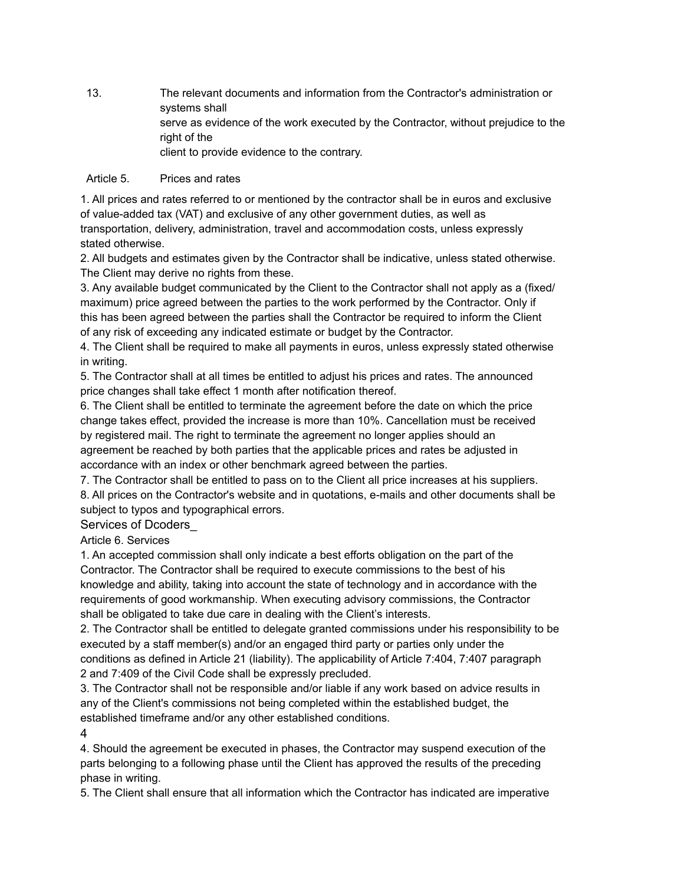13. The relevant documents and information from the Contractor's administration or systems shall serve as evidence of the work executed by the Contractor, without prejudice to the right of the client to provide evidence to the contrary.

## Article 5. Prices and rates

1. All prices and rates referred to or mentioned by the contractor shall be in euros and exclusive of value-added tax (VAT) and exclusive of any other government duties, as well as transportation, delivery, administration, travel and accommodation costs, unless expressly stated otherwise.
2. All budgets and estimates given by the Contractor shall be indicative, unless stated otherwise. The Client may derive no rights from these.
3. Any available budget communicated by the Client to the Contractor shall not apply as a (fixed/ maximum) price agreed between the parties to the work performed by the Contractor. Only if this has been agreed between the parties shall the Contractor be required to inform the Client of any risk of exceeding any indicated estimate or budget by the Contractor.
4. The Client shall be required to make all payments in euros, unless expressly stated otherwise in writing.
5. The Contractor shall at all times be entitled to adjust his prices and rates. The announced price changes shall take effect 1 month after notification thereof.
6. The Client shall be entitled to terminate the agreement before the date on which the price change takes effect, provided the increase is more than 10%. Cancellation must be received by registered mail. The right to terminate the agreement no longer applies should an agreement be reached by both parties that the applicable prices and rates be adjusted in accordance with an index or other benchmark agreed between the parties.
7. The Contractor shall be entitled to pass on to the Client all price increases at his suppliers.
8. All prices on the Contractor's website and in quotations, e-mails and other documents shall be subject to typos and typographical errors.

# Services of Dcoders_

## Article 6. Services

1. An accepted commission shall only indicate a best efforts obligation on the part of the Contractor. The Contractor shall be required to execute commissions to the best of his knowledge and ability, taking into account the state of technology and in accordance with the requirements of good workmanship. When executing advisory commissions, the Contractor shall be obligated to take due care in dealing with the Client's interests.
2. The Contractor shall be entitled to delegate granted commissions under his responsibility to be executed by a staff member(s) and/or an engaged third party or parties only under the conditions as defined in Article 21 (liability). The applicability of Article 7:404, 7:407 paragraph 2 and 7:409 of the Civil Code shall be expressly precluded.
3. The Contractor shall not be responsible and/or liable if any work based on advice results in any of the Client's commissions not being completed within the established budget, the established timeframe and/or any other established conditions.
4. Should the agreement be executed in phases, the Contractor may suspend execution of the parts belonging to a following phase until the Client has approved the results of the preceding phase in writing.
5. The Client shall ensure that all information which the Contractor has indicated are imperative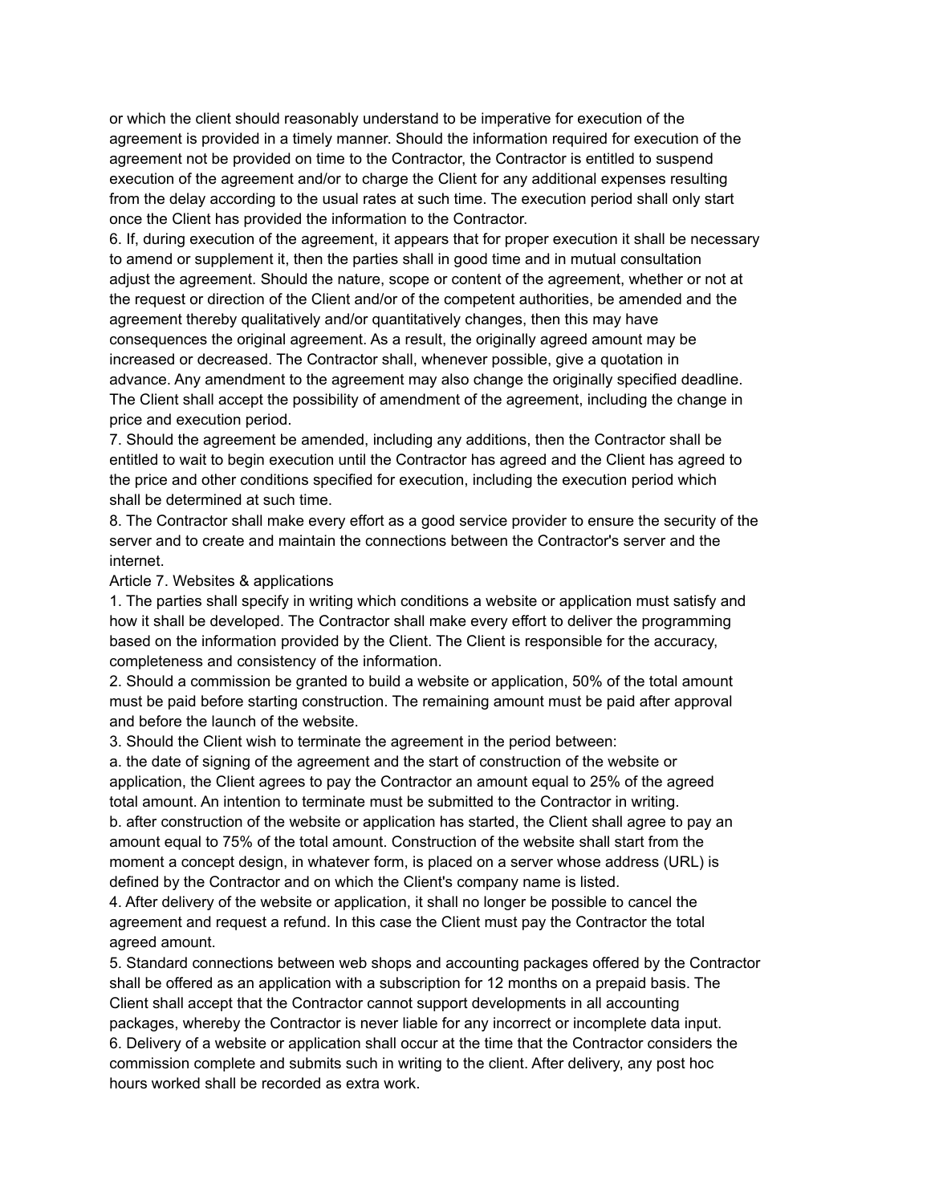or which the client should reasonably understand to be imperative for execution of the agreement is provided in a timely manner. Should the information required for execution of the agreement not be provided on time to the Contractor, the Contractor is entitled to suspend execution of the agreement and/or to charge the Client for any additional expenses resulting from the delay according to the usual rates at such time. The execution period shall only start once the Client has provided the information to the Contractor.

6. If, during execution of the agreement, it appears that for proper execution it shall be necessary to amend or supplement it, then the parties shall in good time and in mutual consultation adjust the agreement. Should the nature, scope or content of the agreement, whether or not at the request or direction of the Client and/or of the competent authorities, be amended and the agreement thereby qualitatively and/or quantitatively changes, then this may have consequences the original agreement. As a result, the originally agreed amount may be increased or decreased. The Contractor shall, whenever possible, give a quotation in advance. Any amendment to the agreement may also change the originally specified deadline. The Client shall accept the possibility of amendment of the agreement, including the change in price and execution period.

7. Should the agreement be amended, including any additions, then the Contractor shall be entitled to wait to begin execution until the Contractor has agreed and the Client has agreed to the price and other conditions specified for execution, including the execution period which shall be determined at such time.

8. The Contractor shall make every effort as a good service provider to ensure the security of the server and to create and maintain the connections between the Contractor's server and the internet.

## Article 7. Websites & applications

1. The parties shall specify in writing which conditions a website or application must satisfy and how it shall be developed. The Contractor shall make every effort to deliver the programming based on the information provided by the Client. The Client is responsible for the accuracy, completeness and consistency of the information.

2. Should a commission be granted to build a website or application, 50% of the total amount must be paid before starting construction. The remaining amount must be paid after approval and before the launch of the website.

3. Should the Client wish to terminate the agreement in the period between:

a. the date of signing of the agreement and the start of construction of the website or application, the Client agrees to pay the Contractor an amount equal to 25% of the agreed total amount. An intention to terminate must be submitted to the Contractor in writing.

b. after construction of the website or application has started, the Client shall agree to pay an amount equal to 75% of the total amount. Construction of the website shall start from the moment a concept design, in whatever form, is placed on a server whose address (URL) is defined by the Contractor and on which the Client's company name is listed.

4. After delivery of the website or application, it shall no longer be possible to cancel the agreement and request a refund. In this case the Client must pay the Contractor the total agreed amount.

5. Standard connections between web shops and accounting packages offered by the Contractor shall be offered as an application with a subscription for 12 months on a prepaid basis. The Client shall accept that the Contractor cannot support developments in all accounting packages, whereby the Contractor is never liable for any incorrect or incomplete data input.

6. Delivery of a website or application shall occur at the time that the Contractor considers the commission complete and submits such in writing to the client. After delivery, any post hoc hours worked shall be recorded as extra work.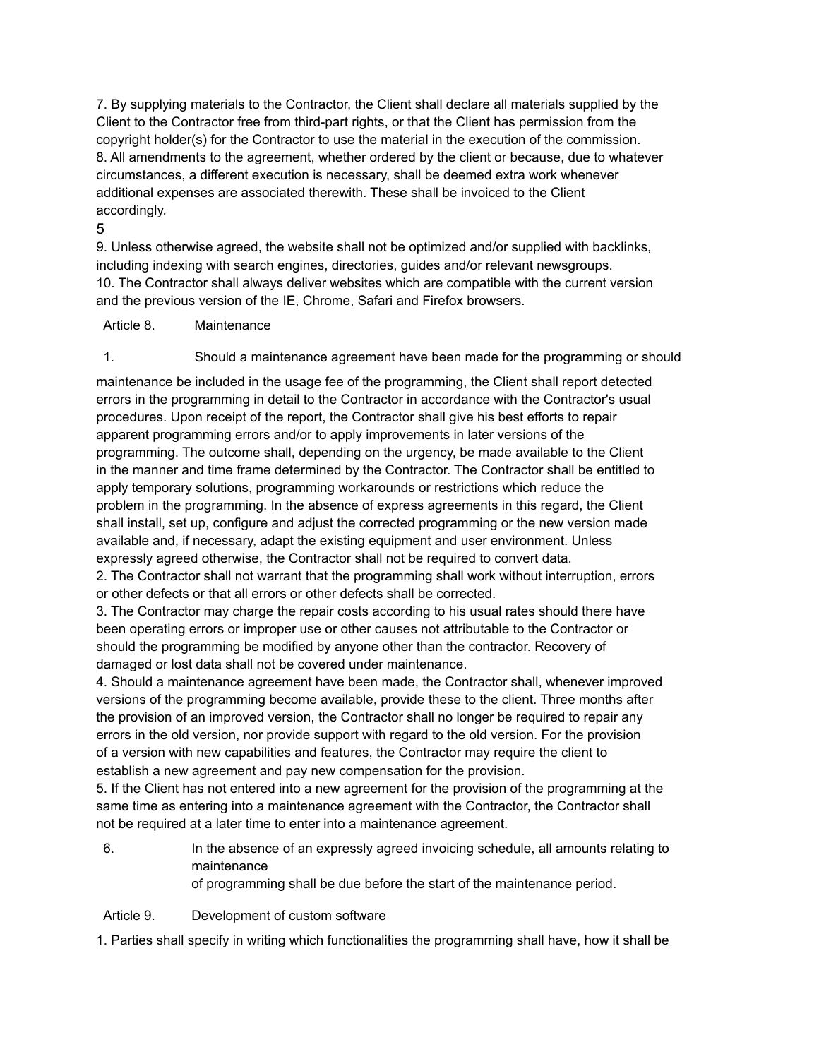7. By supplying materials to the Contractor, the Client shall declare all materials supplied by the Client to the Contractor free from third-part rights, or that the Client has permission from the copyright holder(s) for the Contractor to use the material in the execution of the commission.

8. All amendments to the agreement, whether ordered by the client or because, due to whatever circumstances, a different execution is necessary, shall be deemed extra work whenever additional expenses are associated therewith. These shall be invoiced to the Client accordingly.

9. Unless otherwise agreed, the website shall not be optimized and/or supplied with backlinks, including indexing with search engines, directories, guides and/or relevant newsgroups.

10. The Contractor shall always deliver websites which are compatible with the current version and the previous version of the IE, Chrome, Safari and Firefox browsers.

## Article 8. Maintenance

1. Should a maintenance agreement have been made for the programming or should maintenance be included in the usage fee of the programming, the Client shall report detected errors in the programming in detail to the Contractor in accordance with the Contractor's usual procedures. Upon receipt of the report, the Contractor shall give his best efforts to repair apparent programming errors and/or to apply improvements in later versions of the programming. The outcome shall, depending on the urgency, be made available to the Client in the manner and time frame determined by the Contractor. The Contractor shall be entitled to apply temporary solutions, programming workarounds or restrictions which reduce the problem in the programming. In the absence of express agreements in this regard, the Client shall install, set up, configure and adjust the corrected programming or the new version made available and, if necessary, adapt the existing equipment and user environment. Unless expressly agreed otherwise, the Contractor shall not be required to convert data.

2. The Contractor shall not warrant that the programming shall work without interruption, errors or other defects or that all errors or other defects shall be corrected.

3. The Contractor may charge the repair costs according to his usual rates should there have been operating errors or improper use or other causes not attributable to the Contractor or should the programming be modified by anyone other than the contractor. Recovery of damaged or lost data shall not be covered under maintenance.

4. Should a maintenance agreement have been made, the Contractor shall, whenever improved versions of the programming become available, provide these to the client. Three months after the provision of an improved version, the Contractor shall no longer be required to repair any errors in the old version, nor provide support with regard to the old version. For the provision of a version with new capabilities and features, the Contractor may require the client to establish a new agreement and pay new compensation for the provision.

5. If the Client has not entered into a new agreement for the provision of the programming at the same time as entering into a maintenance agreement with the Contractor, the Contractor shall not be required at a later time to enter into a maintenance agreement.

6. In the absence of an expressly agreed invoicing schedule, all amounts relating to maintenance of programming shall be due before the start of the maintenance period.

## Article 9. Development of custom software

1. Parties shall specify in writing which functionalities the programming shall have, how it shall be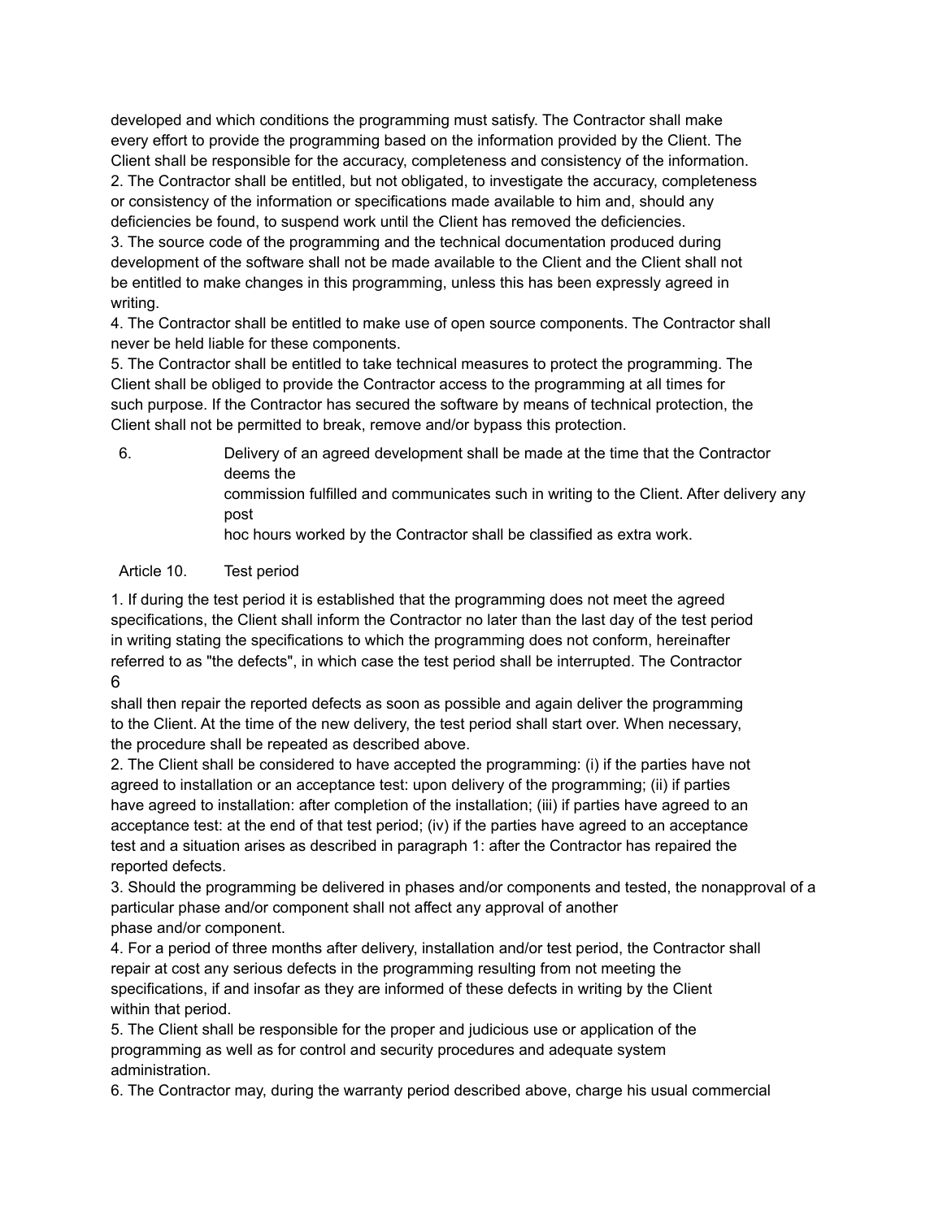developed and which conditions the programming must satisfy. The Contractor shall make every effort to provide the programming based on the information provided by the Client. The Client shall be responsible for the accuracy, completeness and consistency of the information.
2. The Contractor shall be entitled, but not obligated, to investigate the accuracy, completeness or consistency of the information or specifications made available to him and, should any deficiencies be found, to suspend work until the Client has removed the deficiencies.
3. The source code of the programming and the technical documentation produced during development of the software shall not be made available to the Client and the Client shall not be entitled to make changes in this programming, unless this has been expressly agreed in writing.
4. The Contractor shall be entitled to make use of open source components. The Contractor shall never be held liable for these components.
5. The Contractor shall be entitled to take technical measures to protect the programming. The Client shall be obliged to provide the Contractor access to the programming at all times for such purpose. If the Contractor has secured the software by means of technical protection, the Client shall not be permitted to break, remove and/or bypass this protection.

6. Delivery of an agreed development shall be made at the time that the Contractor deems the commission fulfilled and communicates such in writing to the Client. After delivery any post hoc hours worked by the Contractor shall be classified as extra work.

## Article 10. Test period

1. If during the test period it is established that the programming does not meet the agreed specifications, the Client shall inform the Contractor no later than the last day of the test period in writing stating the specifications to which the programming does not conform, hereinafter referred to as "the defects", in which case the test period shall be interrupted. The Contractor shall then repair the reported defects as soon as possible and again deliver the programming to the Client. At the time of the new delivery, the test period shall start over. When necessary, the procedure shall be repeated as described above.
2. The Client shall be considered to have accepted the programming: (i) if the parties have not agreed to installation or an acceptance test: upon delivery of the programming; (ii) if parties have agreed to installation: after completion of the installation; (iii) if parties have agreed to an acceptance test: at the end of that test period; (iv) if the parties have agreed to an acceptance test and a situation arises as described in paragraph 1: after the Contractor has repaired the reported defects.
3. Should the programming be delivered in phases and/or components and tested, the nonapproval of a particular phase and/or component shall not affect any approval of another phase and/or component.
4. For a period of three months after delivery, installation and/or test period, the Contractor shall repair at cost any serious defects in the programming resulting from not meeting the specifications, if and insofar as they are informed of these defects in writing by the Client within that period.
5. The Client shall be responsible for the proper and judicious use or application of the programming as well as for control and security procedures and adequate system administration.
6. The Contractor may, during the warranty period described above, charge his usual commercial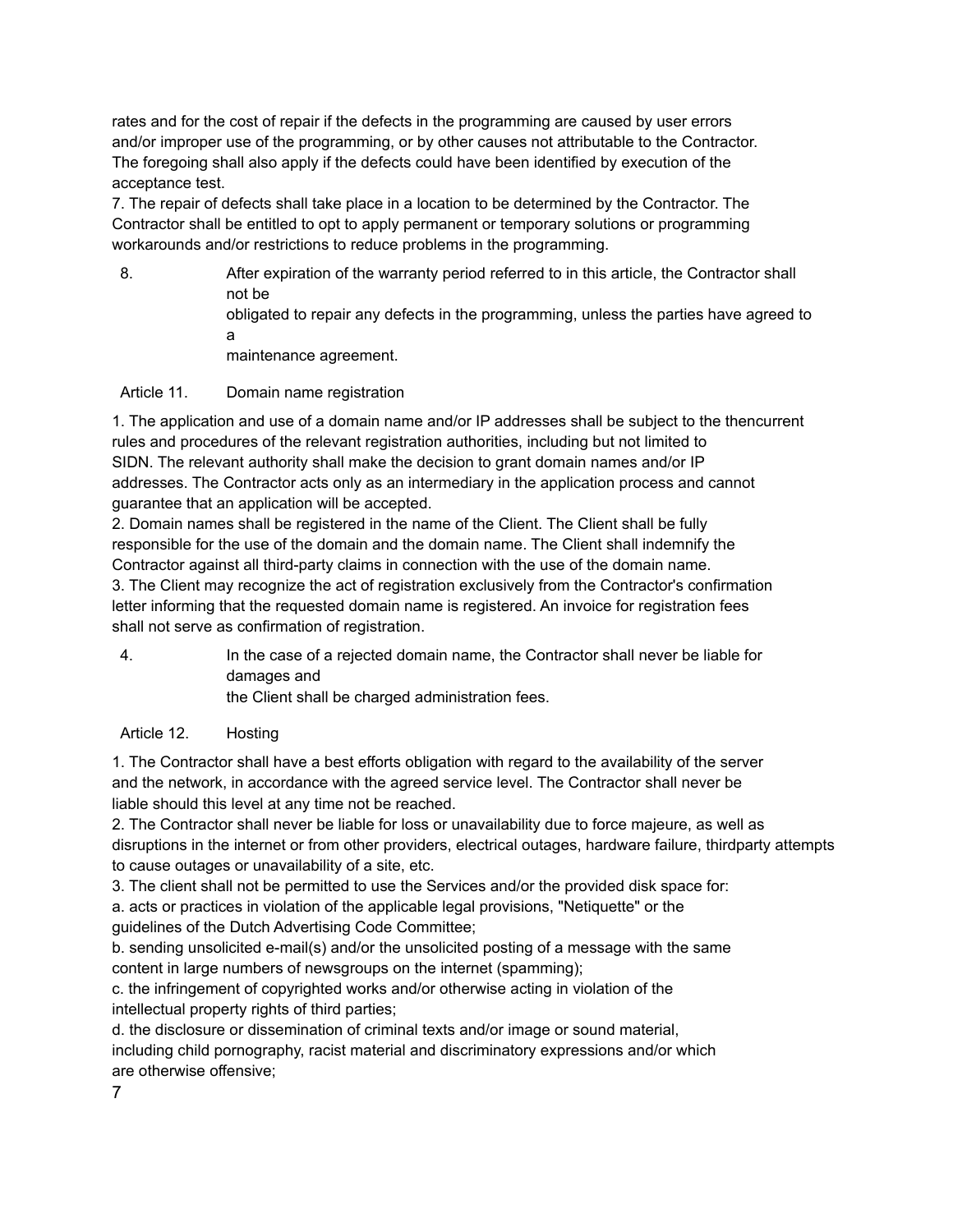rates and for the cost of repair if the defects in the programming are caused by user errors and/or improper use of the programming, or by other causes not attributable to the Contractor. The foregoing shall also apply if the defects could have been identified by execution of the acceptance test.

7. The repair of defects shall take place in a location to be determined by the Contractor. The Contractor shall be entitled to opt to apply permanent or temporary solutions or programming workarounds and/or restrictions to reduce problems in the programming.

8. After expiration of the warranty period referred to in this article, the Contractor shall not be obligated to repair any defects in the programming, unless the parties have agreed to a maintenance agreement.

## Article 11. Domain name registration

1. The application and use of a domain name and/or IP addresses shall be subject to the thencurrent rules and procedures of the relevant registration authorities, including but not limited to SIDN. The relevant authority shall make the decision to grant domain names and/or IP addresses. The Contractor acts only as an intermediary in the application process and cannot guarantee that an application will be accepted.

2. Domain names shall be registered in the name of the Client. The Client shall be fully responsible for the use of the domain and the domain name. The Client shall indemnify the Contractor against all third-party claims in connection with the use of the domain name.

3. The Client may recognize the act of registration exclusively from the Contractor's confirmation letter informing that the requested domain name is registered. An invoice for registration fees shall not serve as confirmation of registration.

4. In the case of a rejected domain name, the Contractor shall never be liable for damages and the Client shall be charged administration fees.

## Article 12. Hosting

1. The Contractor shall have a best efforts obligation with regard to the availability of the server and the network, in accordance with the agreed service level. The Contractor shall never be liable should this level at any time not be reached.

2. The Contractor shall never be liable for loss or unavailability due to force majeure, as well as disruptions in the internet or from other providers, electrical outages, hardware failure, thirdparty attempts to cause outages or unavailability of a site, etc.

3. The client shall not be permitted to use the Services and/or the provided disk space for:

a. acts or practices in violation of the applicable legal provisions, "Netiquette" or the guidelines of the Dutch Advertising Code Committee;

b. sending unsolicited e-mail(s) and/or the unsolicited posting of a message with the same content in large numbers of newsgroups on the internet (spamming);

c. the infringement of copyrighted works and/or otherwise acting in violation of the intellectual property rights of third parties;

d. the disclosure or dissemination of criminal texts and/or image or sound material, including child pornography, racist material and discriminatory expressions and/or which are otherwise offensive;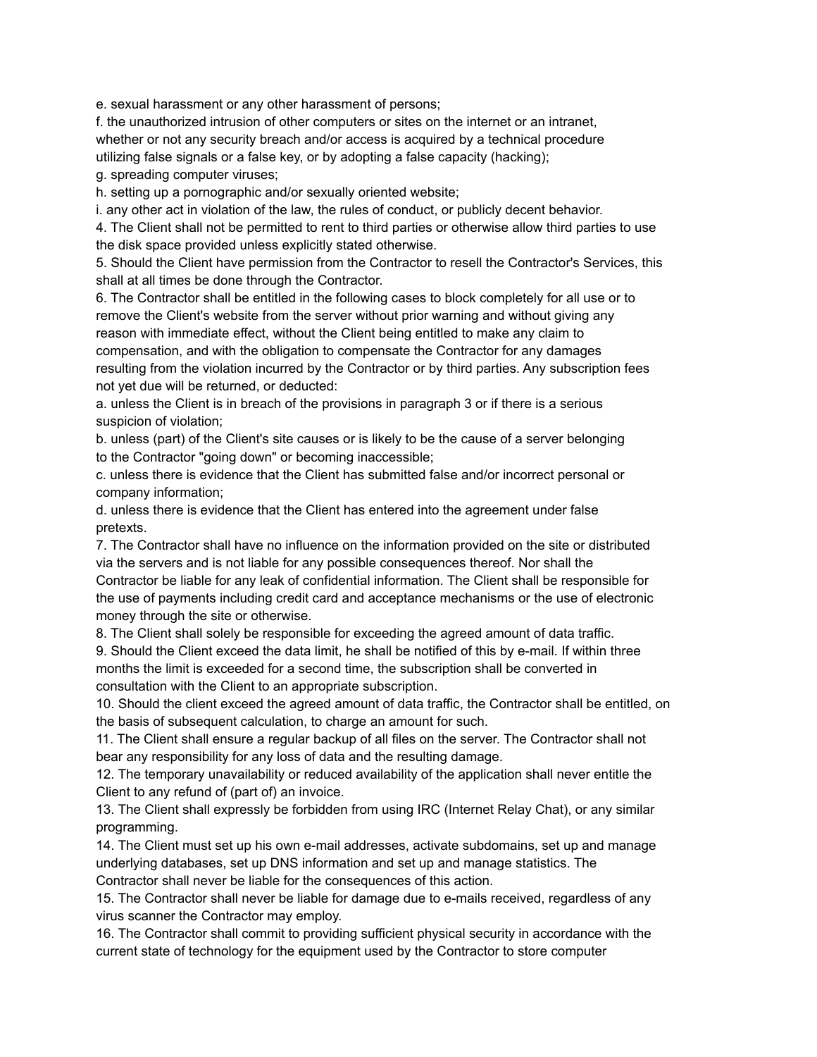e. sexual harassment or any other harassment of persons;
f. the unauthorized intrusion of other computers or sites on the internet or an intranet, whether or not any security breach and/or access is acquired by a technical procedure utilizing false signals or a false key, or by adopting a false capacity (hacking);
g. spreading computer viruses;
h. setting up a pornographic and/or sexually oriented website;
i. any other act in violation of the law, the rules of conduct, or publicly decent behavior.

4. The Client shall not be permitted to rent to third parties or otherwise allow third parties to use the disk space provided unless explicitly stated otherwise.

5. Should the Client have permission from the Contractor to resell the Contractor's Services, this shall at all times be done through the Contractor.

6. The Contractor shall be entitled in the following cases to block completely for all use or to remove the Client's website from the server without prior warning and without giving any reason with immediate effect, without the Client being entitled to make any claim to compensation, and with the obligation to compensate the Contractor for any damages resulting from the violation incurred by the Contractor or by third parties. Any subscription fees not yet due will be returned, or deducted:
a. unless the Client is in breach of the provisions in paragraph 3 or if there is a serious suspicion of violation;
b. unless (part) of the Client's site causes or is likely to be the cause of a server belonging to the Contractor "going down" or becoming inaccessible;
c. unless there is evidence that the Client has submitted false and/or incorrect personal or company information;
d. unless there is evidence that the Client has entered into the agreement under false pretexts.

7. The Contractor shall have no influence on the information provided on the site or distributed via the servers and is not liable for any possible consequences thereof. Nor shall the Contractor be liable for any leak of confidential information. The Client shall be responsible for the use of payments including credit card and acceptance mechanisms or the use of electronic money through the site or otherwise.

8. The Client shall solely be responsible for exceeding the agreed amount of data traffic.

9. Should the Client exceed the data limit, he shall be notified of this by e-mail. If within three months the limit is exceeded for a second time, the subscription shall be converted in consultation with the Client to an appropriate subscription.

10. Should the client exceed the agreed amount of data traffic, the Contractor shall be entitled, on the basis of subsequent calculation, to charge an amount for such.

11. The Client shall ensure a regular backup of all files on the server. The Contractor shall not bear any responsibility for any loss of data and the resulting damage.

12. The temporary unavailability or reduced availability of the application shall never entitle the Client to any refund of (part of) an invoice.

13. The Client shall expressly be forbidden from using IRC (Internet Relay Chat), or any similar programming.

14. The Client must set up his own e-mail addresses, activate subdomains, set up and manage underlying databases, set up DNS information and set up and manage statistics. The Contractor shall never be liable for the consequences of this action.

15. The Contractor shall never be liable for damage due to e-mails received, regardless of any virus scanner the Contractor may employ.

16. The Contractor shall commit to providing sufficient physical security in accordance with the current state of technology for the equipment used by the Contractor to store computer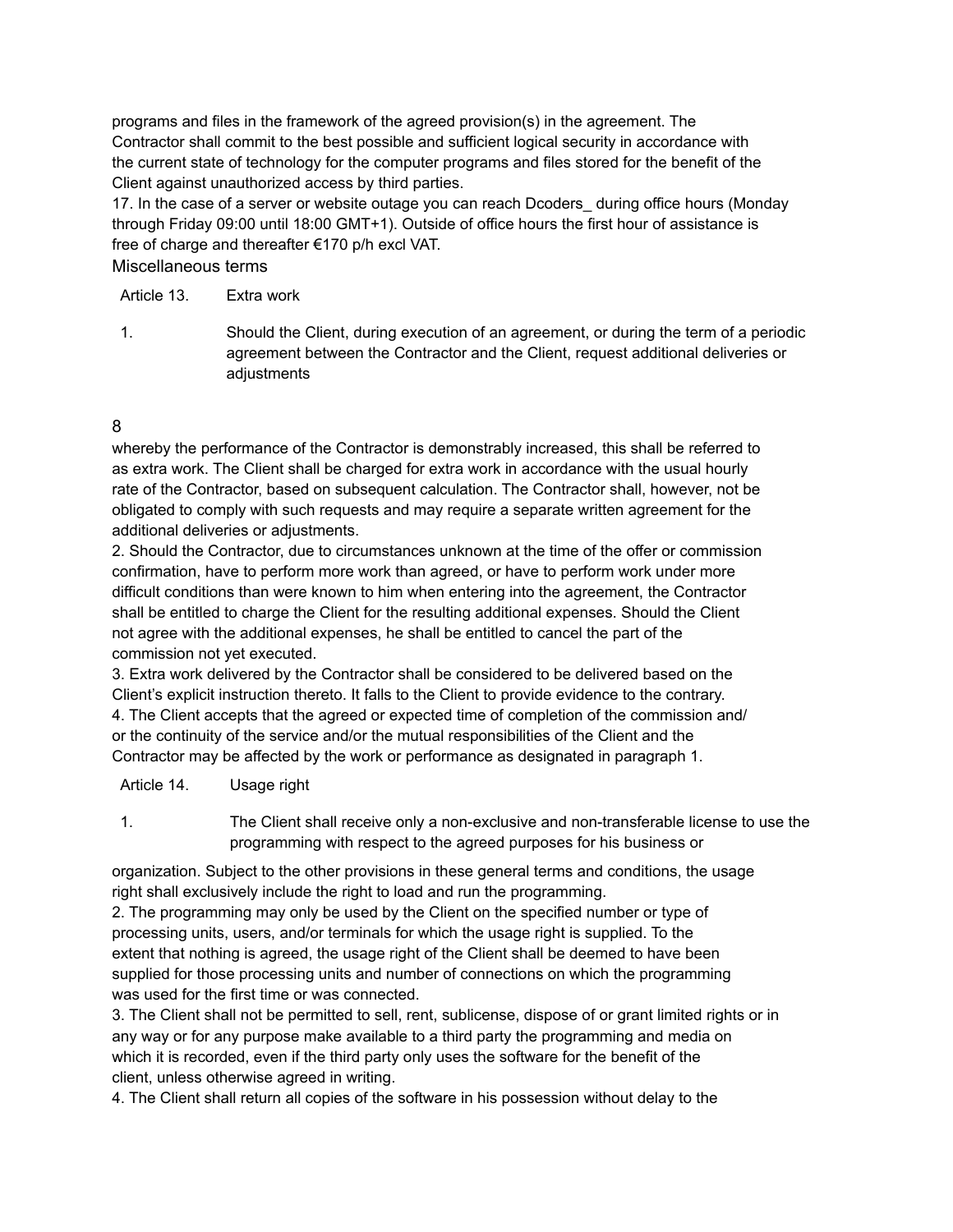programs and files in the framework of the agreed provision(s) in the agreement. The Contractor shall commit to the best possible and sufficient logical security in accordance with the current state of technology for the computer programs and files stored for the benefit of the Client against unauthorized access by third parties.

17. In the case of a server or website outage you can reach Dcoders_ during office hours (Monday through Friday 09:00 until 18:00 GMT+1). Outside of office hours the first hour of assistance is free of charge and thereafter €170 p/h excl VAT.

## Miscellaneous terms

### Article 13. Extra work

1. Should the Client, during execution of an agreement, or during the term of a periodic agreement between the Contractor and the Client, request additional deliveries or adjustments whereby the performance of the Contractor is demonstrably increased, this shall be referred to as extra work. The Client shall be charged for extra work in accordance with the usual hourly rate of the Contractor, based on subsequent calculation. The Contractor shall, however, not be obligated to comply with such requests and may require a separate written agreement for the additional deliveries or adjustments.

2. Should the Contractor, due to circumstances unknown at the time of the offer or commission confirmation, have to perform more work than agreed, or have to perform work under more difficult conditions than were known to him when entering into the agreement, the Contractor shall be entitled to charge the Client for the resulting additional expenses. Should the Client not agree with the additional expenses, he shall be entitled to cancel the part of the commission not yet executed.

3. Extra work delivered by the Contractor shall be considered to be delivered based on the Client's explicit instruction thereto. It falls to the Client to provide evidence to the contrary.

4. The Client accepts that the agreed or expected time of completion of the commission and/or the continuity of the service and/or the mutual responsibilities of the Client and the Contractor may be affected by the work or performance as designated in paragraph 1.

### Article 14. Usage right

1. The Client shall receive only a non-exclusive and non-transferable license to use the programming with respect to the agreed purposes for his business or organization. Subject to the other provisions in these general terms and conditions, the usage right shall exclusively include the right to load and run the programming.

2. The programming may only be used by the Client on the specified number or type of processing units, users, and/or terminals for which the usage right is supplied. To the extent that nothing is agreed, the usage right of the Client shall be deemed to have been supplied for those processing units and number of connections on which the programming was used for the first time or was connected.

3. The Client shall not be permitted to sell, rent, sublicense, dispose of or grant limited rights or in any way or for any purpose make available to a third party the programming and media on which it is recorded, even if the third party only uses the software for the benefit of the client, unless otherwise agreed in writing.

4. The Client shall return all copies of the software in his possession without delay to the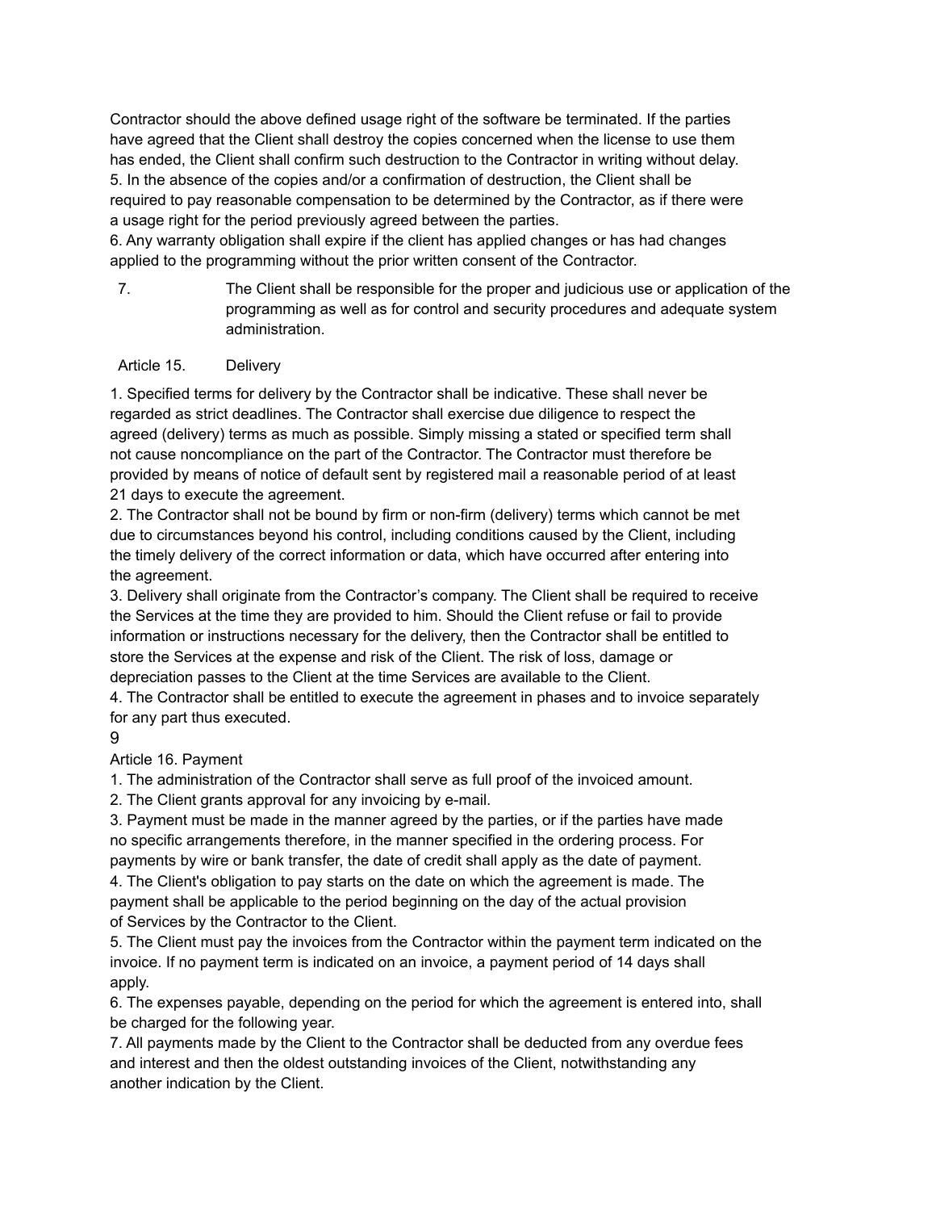Contractor should the above defined usage right of the software be terminated. If the parties have agreed that the Client shall destroy the copies concerned when the license to use them has ended, the Client shall confirm such destruction to the Contractor in writing without delay.

5. In the absence of the copies and/or a confirmation of destruction, the Client shall be required to pay reasonable compensation to be determined by the Contractor, as if there were a usage right for the period previously agreed between the parties.

6. Any warranty obligation shall expire if the client has applied changes or has had changes applied to the programming without the prior written consent of the Contractor.

7. The Client shall be responsible for the proper and judicious use or application of the programming as well as for control and security procedures and adequate system administration.

## Article 15. Delivery

1. Specified terms for delivery by the Contractor shall be indicative. These shall never be regarded as strict deadlines. The Contractor shall exercise due diligence to respect the agreed (delivery) terms as much as possible. Simply missing a stated or specified term shall not cause noncompliance on the part of the Contractor. The Contractor must therefore be provided by means of notice of default sent by registered mail a reasonable period of at least 21 days to execute the agreement.

2. The Contractor shall not be bound by firm or non-firm (delivery) terms which cannot be met due to circumstances beyond his control, including conditions caused by the Client, including the timely delivery of the correct information or data, which have occurred after entering into the agreement.

3. Delivery shall originate from the Contractor's company. The Client shall be required to receive the Services at the time they are provided to him. Should the Client refuse or fail to provide information or instructions necessary for the delivery, then the Contractor shall be entitled to store the Services at the expense and risk of the Client. The risk of loss, damage or depreciation passes to the Client at the time Services are available to the Client.

4. The Contractor shall be entitled to execute the agreement in phases and to invoice separately for any part thus executed.

## Article 16. Payment

1. The administration of the Contractor shall serve as full proof of the invoiced amount.

2. The Client grants approval for any invoicing by e-mail.

3. Payment must be made in the manner agreed by the parties, or if the parties have made no specific arrangements therefore, in the manner specified in the ordering process. For payments by wire or bank transfer, the date of credit shall apply as the date of payment.

4. The Client's obligation to pay starts on the date on which the agreement is made. The payment shall be applicable to the period beginning on the day of the actual provision of Services by the Contractor to the Client.

5. The Client must pay the invoices from the Contractor within the payment term indicated on the invoice. If no payment term is indicated on an invoice, a payment period of 14 days shall apply.

6. The expenses payable, depending on the period for which the agreement is entered into, shall be charged for the following year.

7. All payments made by the Client to the Contractor shall be deducted from any overdue fees and interest and then the oldest outstanding invoices of the Client, notwithstanding any another indication by the Client.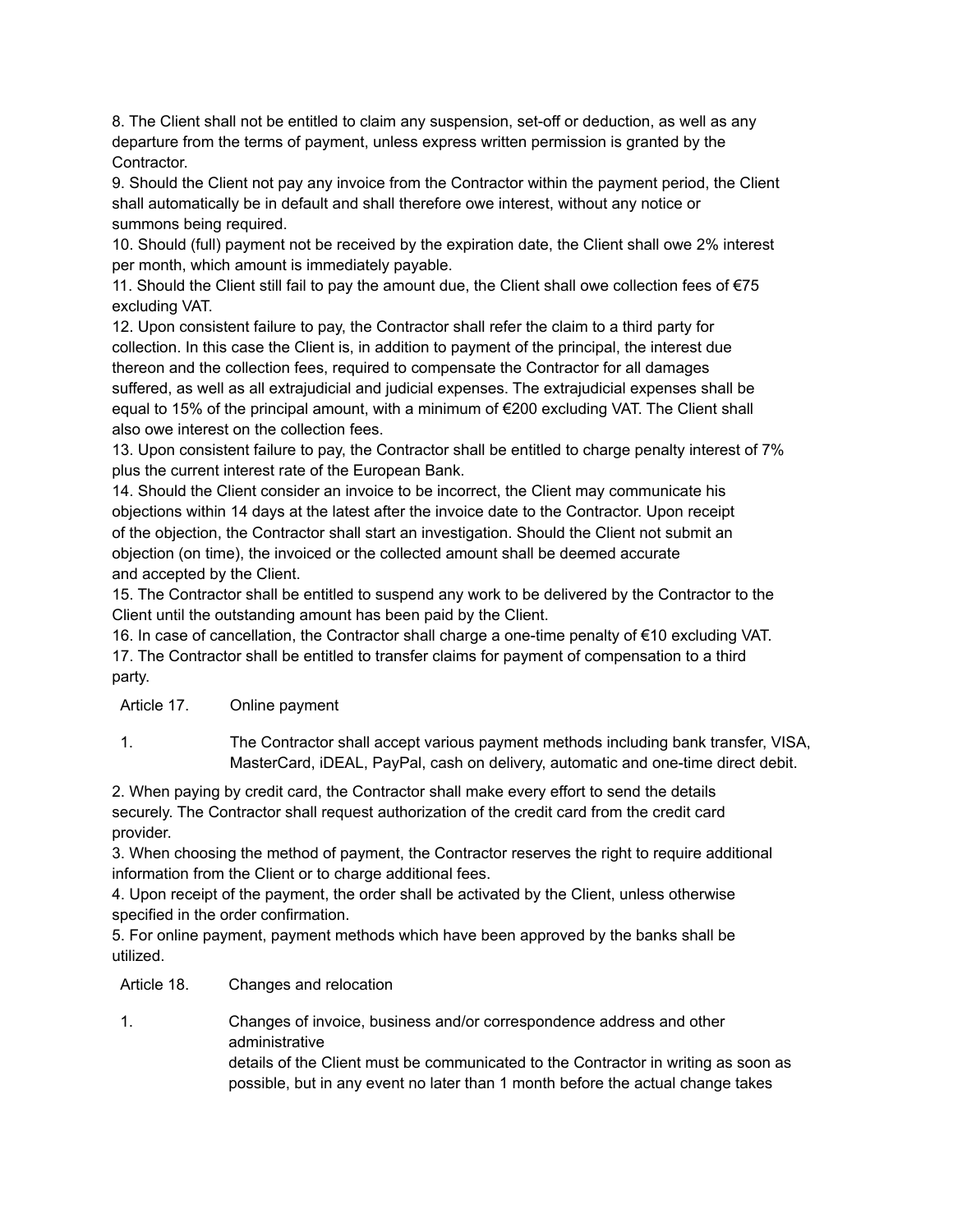8. The Client shall not be entitled to claim any suspension, set-off or deduction, as well as any departure from the terms of payment, unless express written permission is granted by the Contractor.
9. Should the Client not pay any invoice from the Contractor within the payment period, the Client shall automatically be in default and shall therefore owe interest, without any notice or summons being required.
10. Should (full) payment not be received by the expiration date, the Client shall owe 2% interest per month, which amount is immediately payable.
11. Should the Client still fail to pay the amount due, the Client shall owe collection fees of €75 excluding VAT.
12. Upon consistent failure to pay, the Contractor shall refer the claim to a third party for collection. In this case the Client is, in addition to payment of the principal, the interest due thereon and the collection fees, required to compensate the Contractor for all damages suffered, as well as all extrajudicial and judicial expenses. The extrajudicial expenses shall be equal to 15% of the principal amount, with a minimum of €200 excluding VAT. The Client shall also owe interest on the collection fees.
13. Upon consistent failure to pay, the Contractor shall be entitled to charge penalty interest of 7% plus the current interest rate of the European Bank.
14. Should the Client consider an invoice to be incorrect, the Client may communicate his objections within 14 days at the latest after the invoice date to the Contractor. Upon receipt of the objection, the Contractor shall start an investigation. Should the Client not submit an objection (on time), the invoiced or the collected amount shall be deemed accurate and accepted by the Client.
15. The Contractor shall be entitled to suspend any work to be delivered by the Contractor to the Client until the outstanding amount has been paid by the Client.
16. In case of cancellation, the Contractor shall charge a one-time penalty of €10 excluding VAT.
17. The Contractor shall be entitled to transfer claims for payment of compensation to a third party.

## Article 17. Online payment

1. The Contractor shall accept various payment methods including bank transfer, VISA, MasterCard, iDEAL, PayPal, cash on delivery, automatic and one-time direct debit.

2. When paying by credit card, the Contractor shall make every effort to send the details securely. The Contractor shall request authorization of the credit card from the credit card provider.
3. When choosing the method of payment, the Contractor reserves the right to require additional information from the Client or to charge additional fees.
4. Upon receipt of the payment, the order shall be activated by the Client, unless otherwise specified in the order confirmation.
5. For online payment, payment methods which have been approved by the banks shall be utilized.

## Article 18. Changes and relocation

1. Changes of invoice, business and/or correspondence address and other administrative details of the Client must be communicated to the Contractor in writing as soon as possible, but in any event no later than 1 month before the actual change takes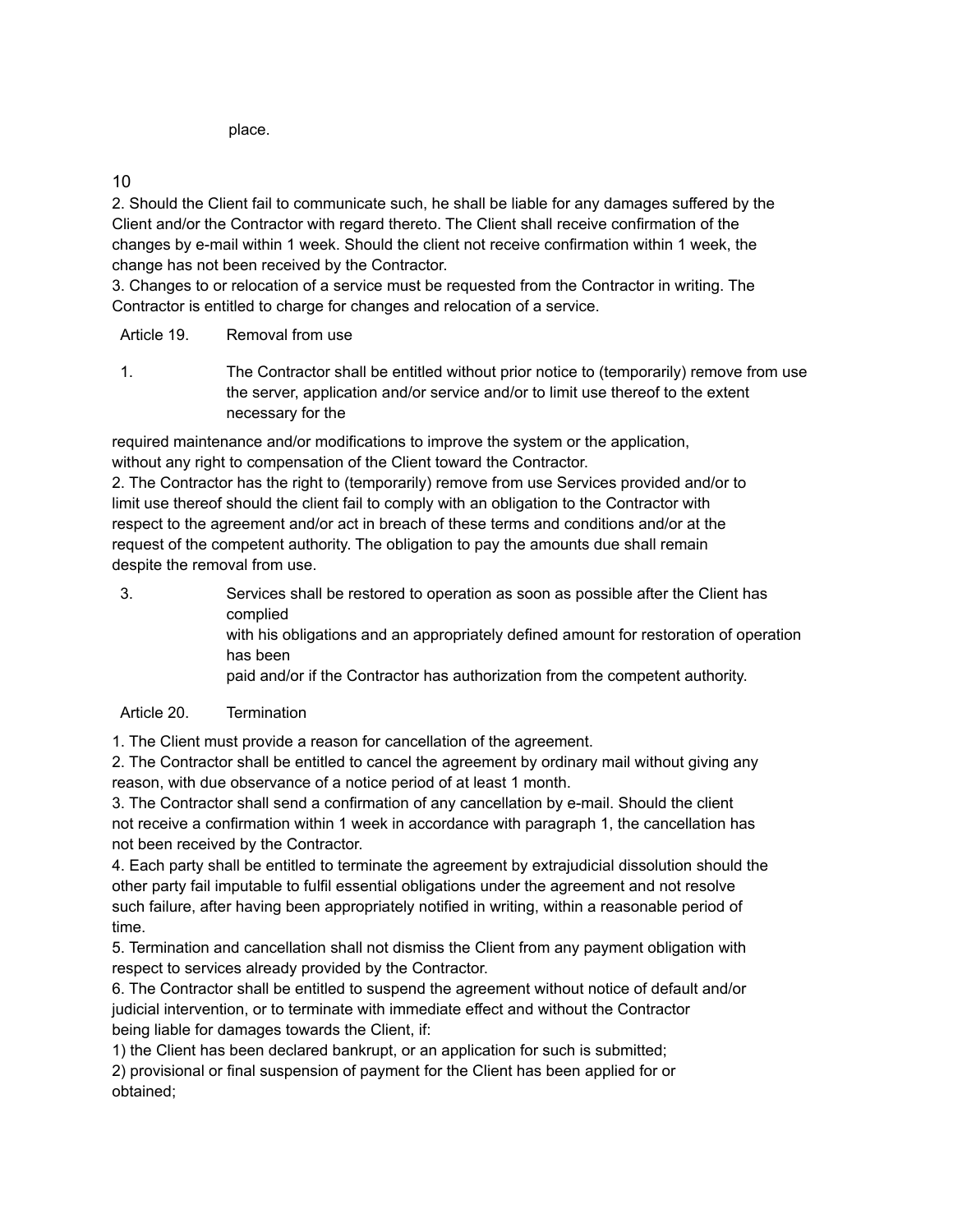place.

10

2. Should the Client fail to communicate such, he shall be liable for any damages suffered by the Client and/or the Contractor with regard thereto. The Client shall receive confirmation of the changes by e-mail within 1 week. Should the client not receive confirmation within 1 week, the change has not been received by the Contractor.

3. Changes to or relocation of a service must be requested from the Contractor in writing. The Contractor is entitled to charge for changes and relocation of a service.

## Article 19. Removal from use

1. The Contractor shall be entitled without prior notice to (temporarily) remove from use the server, application and/or service and/or to limit use thereof to the extent necessary for the required maintenance and/or modifications to improve the system or the application, without any right to compensation of the Client toward the Contractor.

2. The Contractor has the right to (temporarily) remove from use Services provided and/or to limit use thereof should the client fail to comply with an obligation to the Contractor with respect to the agreement and/or act in breach of these terms and conditions and/or at the request of the competent authority. The obligation to pay the amounts due shall remain despite the removal from use.

3. Services shall be restored to operation as soon as possible after the Client has complied with his obligations and an appropriately defined amount for restoration of operation has been paid and/or if the Contractor has authorization from the competent authority.

## Article 20. Termination

1. The Client must provide a reason for cancellation of the agreement.

2. The Contractor shall be entitled to cancel the agreement by ordinary mail without giving any reason, with due observance of a notice period of at least 1 month.

3. The Contractor shall send a confirmation of any cancellation by e-mail. Should the client not receive a confirmation within 1 week in accordance with paragraph 1, the cancellation has not been received by the Contractor.

4. Each party shall be entitled to terminate the agreement by extrajudicial dissolution should the other party fail imputable to fulfil essential obligations under the agreement and not resolve such failure, after having been appropriately notified in writing, within a reasonable period of time.

5. Termination and cancellation shall not dismiss the Client from any payment obligation with respect to services already provided by the Contractor.

6. The Contractor shall be entitled to suspend the agreement without notice of default and/or judicial intervention, or to terminate with immediate effect and without the Contractor being liable for damages towards the Client, if:

1) the Client has been declared bankrupt, or an application for such is submitted;

2) provisional or final suspension of payment for the Client has been applied for or obtained;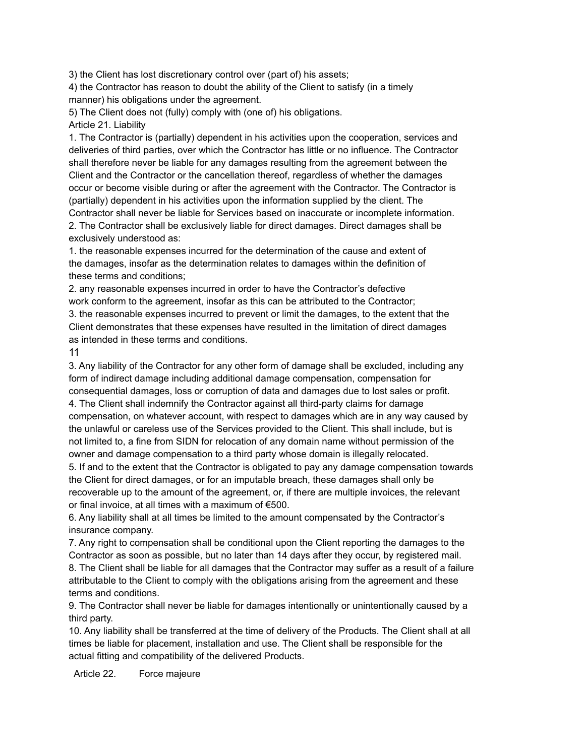3) the Client has lost discretionary control over (part of) his assets;
4) the Contractor has reason to doubt the ability of the Client to satisfy (in a timely manner) his obligations under the agreement.
5) The Client does not (fully) comply with (one of) his obligations.

## Article 21. Liability

1. The Contractor is (partially) dependent in his activities upon the cooperation, services and deliveries of third parties, over which the Contractor has little or no influence. The Contractor shall therefore never be liable for any damages resulting from the agreement between the Client and the Contractor or the cancellation thereof, regardless of whether the damages occur or become visible during or after the agreement with the Contractor. The Contractor is (partially) dependent in his activities upon the information supplied by the client. The Contractor shall never be liable for Services based on inaccurate or incomplete information.
2. The Contractor shall be exclusively liable for direct damages. Direct damages shall be exclusively understood as:
   1. the reasonable expenses incurred for the determination of the cause and extent of the damages, insofar as the determination relates to damages within the definition of these terms and conditions;
   2. any reasonable expenses incurred in order to have the Contractor's defective work conform to the agreement, insofar as this can be attributed to the Contractor;
   3. the reasonable expenses incurred to prevent or limit the damages, to the extent that the Client demonstrates that these expenses have resulted in the limitation of direct damages as intended in these terms and conditions.
3. Any liability of the Contractor for any other form of damage shall be excluded, including any form of indirect damage including additional damage compensation, compensation for consequential damages, loss or corruption of data and damages due to lost sales or profit.
4. The Client shall indemnify the Contractor against all third-party claims for damage compensation, on whatever account, with respect to damages which are in any way caused by the unlawful or careless use of the Services provided to the Client. This shall include, but is not limited to, a fine from SIDN for relocation of any domain name without permission of the owner and damage compensation to a third party whose domain is illegally relocated.
5. If and to the extent that the Contractor is obligated to pay any damage compensation towards the Client for direct damages, or for an imputable breach, these damages shall only be recoverable up to the amount of the agreement, or, if there are multiple invoices, the relevant or final invoice, at all times with a maximum of €500.
6. Any liability shall at all times be limited to the amount compensated by the Contractor's insurance company.
7. Any right to compensation shall be conditional upon the Client reporting the damages to the Contractor as soon as possible, but no later than 14 days after they occur, by registered mail.
8. The Client shall be liable for all damages that the Contractor may suffer as a result of a failure attributable to the Client to comply with the obligations arising from the agreement and these terms and conditions.
9. The Contractor shall never be liable for damages intentionally or unintentionally caused by a third party.
10. Any liability shall be transferred at the time of delivery of the Products. The Client shall at all times be liable for placement, installation and use. The Client shall be responsible for the actual fitting and compatibility of the delivered Products.

## Article 22. Force majeure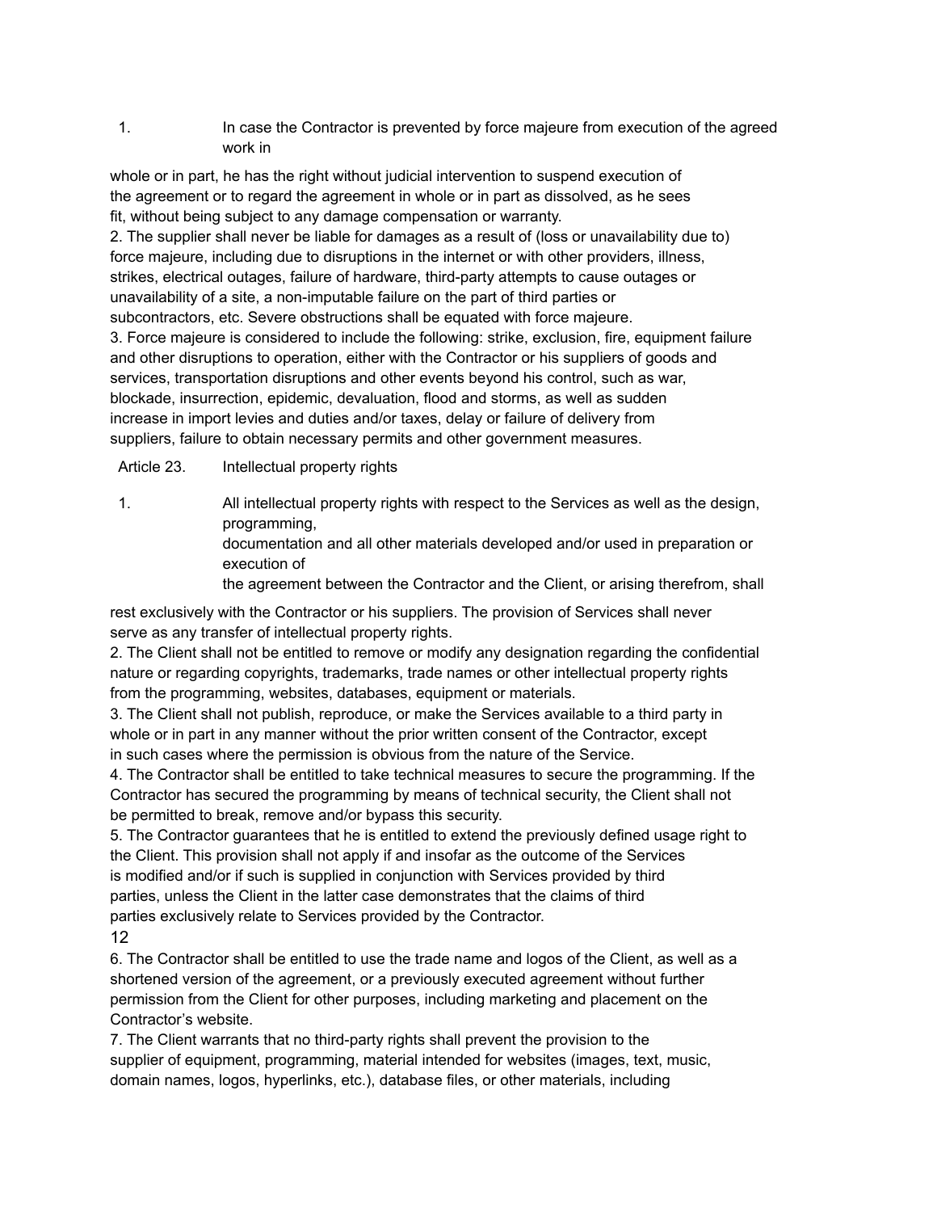1. In case the Contractor is prevented by force majeure from execution of the agreed work in whole or in part, he has the right without judicial intervention to suspend execution of the agreement or to regard the agreement in whole or in part as dissolved, as he sees fit, without being subject to any damage compensation or warranty.
2. The supplier shall never be liable for damages as a result of (loss or unavailability due to) force majeure, including due to disruptions in the internet or with other providers, illness, strikes, electrical outages, failure of hardware, third-party attempts to cause outages or unavailability of a site, a non-imputable failure on the part of third parties or subcontractors, etc. Severe obstructions shall be equated with force majeure.
3. Force majeure is considered to include the following: strike, exclusion, fire, equipment failure and other disruptions to operation, either with the Contractor or his suppliers of goods and services, transportation disruptions and other events beyond his control, such as war, blockade, insurrection, epidemic, devaluation, flood and storms, as well as sudden increase in import levies and duties and/or taxes, delay or failure of delivery from suppliers, failure to obtain necessary permits and other government measures.

## Article 23. Intellectual property rights

1. All intellectual property rights with respect to the Services as well as the design, programming, documentation and all other materials developed and/or used in preparation or execution of the agreement between the Contractor and the Client, or arising therefrom, shall rest exclusively with the Contractor or his suppliers. The provision of Services shall never serve as any transfer of intellectual property rights.
2. The Client shall not be entitled to remove or modify any designation regarding the confidential nature or regarding copyrights, trademarks, trade names or other intellectual property rights from the programming, websites, databases, equipment or materials.
3. The Client shall not publish, reproduce, or make the Services available to a third party in whole or in part in any manner without the prior written consent of the Contractor, except in such cases where the permission is obvious from the nature of the Service.
4. The Contractor shall be entitled to take technical measures to secure the programming. If the Contractor has secured the programming by means of technical security, the Client shall not be permitted to break, remove and/or bypass this security.
5. The Contractor guarantees that he is entitled to extend the previously defined usage right to the Client. This provision shall not apply if and insofar as the outcome of the Services is modified and/or if such is supplied in conjunction with Services provided by third parties, unless the Client in the latter case demonstrates that the claims of third parties exclusively relate to Services provided by the Contractor.
6. The Contractor shall be entitled to use the trade name and logos of the Client, as well as a shortened version of the agreement, or a previously executed agreement without further permission from the Client for other purposes, including marketing and placement on the Contractor's website.
7. The Client warrants that no third-party rights shall prevent the provision to the supplier of equipment, programming, material intended for websites (images, text, music, domain names, logos, hyperlinks, etc.), database files, or other materials, including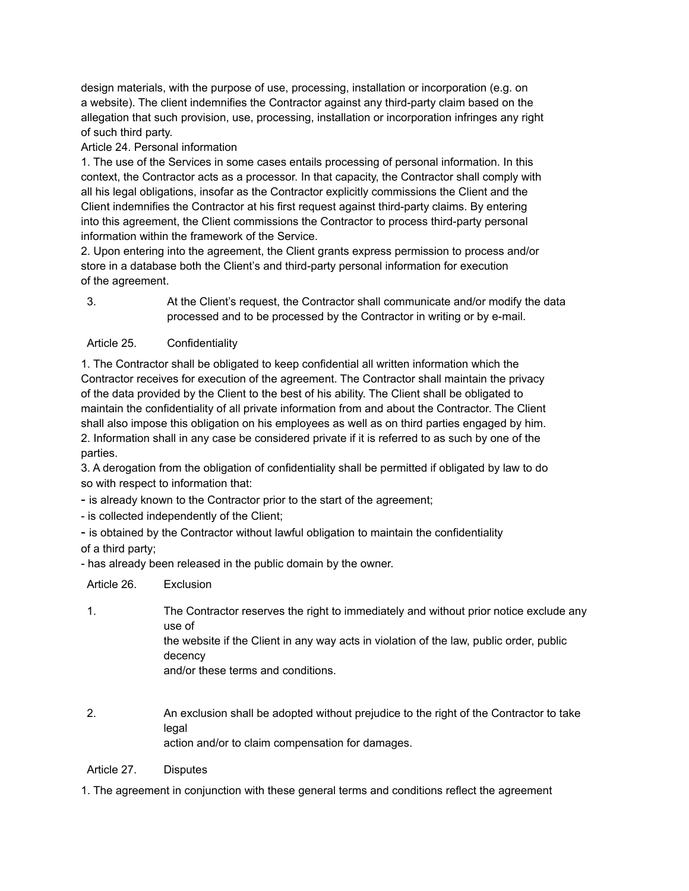design materials, with the purpose of use, processing, installation or incorporation (e.g. on a website). The client indemnifies the Contractor against any third-party claim based on the allegation that such provision, use, processing, installation or incorporation infringes any right of such third party.

Article 24. Personal information

1. The use of the Services in some cases entails processing of personal information. In this context, the Contractor acts as a processor. In that capacity, the Contractor shall comply with all his legal obligations, insofar as the Contractor explicitly commissions the Client and the Client indemnifies the Contractor at his first request against third-party claims. By entering into this agreement, the Client commissions the Contractor to process third-party personal information within the framework of the Service.
2. Upon entering into the agreement, the Client grants express permission to process and/or store in a database both the Client's and third-party personal information for execution of the agreement.
3. At the Client's request, the Contractor shall communicate and/or modify the data processed and to be processed by the Contractor in writing or by e-mail.

Article 25. Confidentiality

1. The Contractor shall be obligated to keep confidential all written information which the Contractor receives for execution of the agreement. The Contractor shall maintain the privacy of the data provided by the Client to the best of his ability. The Client shall be obligated to maintain the confidentiality of all private information from and about the Contractor. The Client shall also impose this obligation on his employees as well as on third parties engaged by him.
2. Information shall in any case be considered private if it is referred to as such by one of the parties.
3. A derogation from the obligation of confidentiality shall be permitted if obligated by law to do so with respect to information that:

- is already known to the Contractor prior to the start of the agreement;
- is collected independently of the Client;
- is obtained by the Contractor without lawful obligation to maintain the confidentiality of a third party;
- has already been released in the public domain by the owner.

Article 26. Exclusion

1. The Contractor reserves the right to immediately and without prior notice exclude any use of the website if the Client in any way acts in violation of the law, public order, public decency and/or these terms and conditions.
2. An exclusion shall be adopted without prejudice to the right of the Contractor to take legal action and/or to claim compensation for damages.

Article 27. Disputes

1. The agreement in conjunction with these general terms and conditions reflect the agreement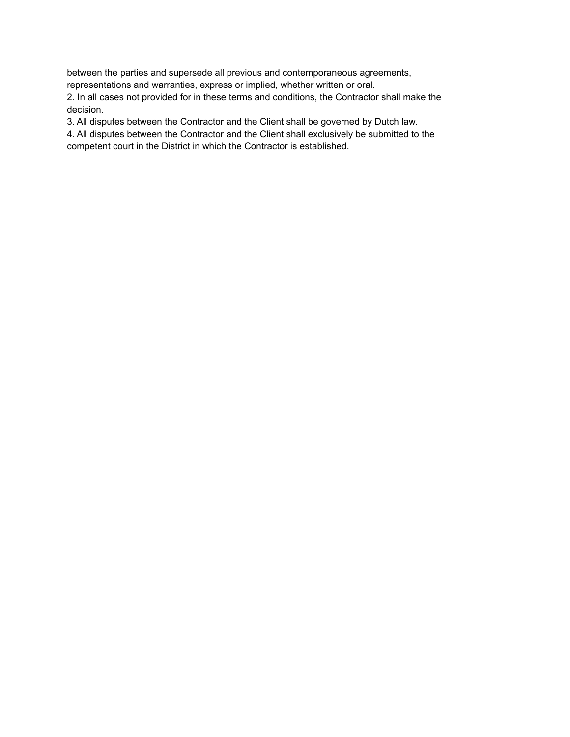between the parties and supersede all previous and contemporaneous agreements, representations and warranties, express or implied, whether written or oral.

2. In all cases not provided for in these terms and conditions, the Contractor shall make the decision.

3. All disputes between the Contractor and the Client shall be governed by Dutch law.

4. All disputes between the Contractor and the Client shall exclusively be submitted to the competent court in the District in which the Contractor is established.